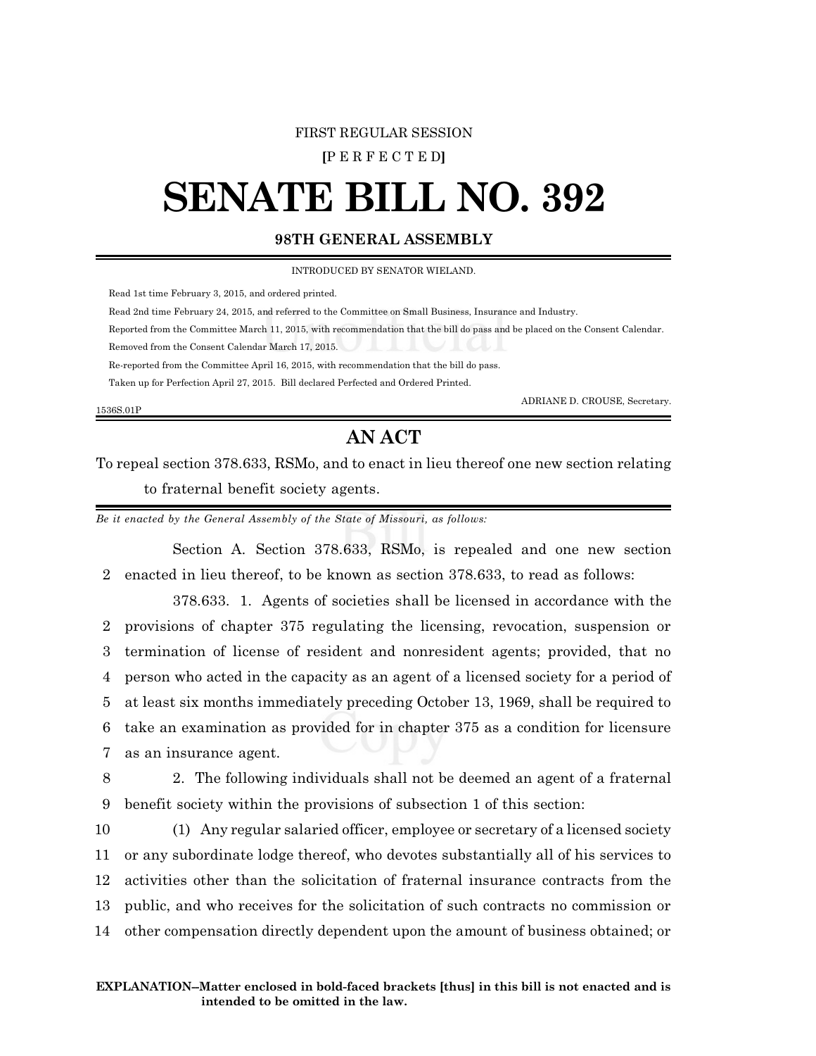FIRST REGULAR SESSION

**[**P E R F E C T E D**]**

# SENATE BILL NO. 392

**98TH GENERAL ASSEMBLY**

INTRODUCED BY SENATOR WIELAND.

Read 1st time February 3, 2015, and ordered printed.

Read 2nd time February 24, 2015, and referred to the Committee on Small Business, Insurance and Industry.

Reported from the Committee March 11, 2015, with recommendation that the bill do pass and be placed on the Consent Calendar.

Removed from the Consent Calendar March 17, 2015.

Re-reported from the Committee April 16, 2015, with recommendation that the bill do pass.

Taken up for Perfection April 27, 2015. Bill declared Perfected and Ordered Printed.

ADRIANE D. CROUSE, Secretary.

1536S.01P

## AN ACT

To repeal section 378.633, RSMo, and to enact in lieu thereof one new section relating to fraternal benefit society agents.

*Be it enacted by the General Assembly of the State of Missouri, as follows:*

Section A. Section 378.633, RSMo, is repealed and one new section enacted in lieu thereof, to be known as section 378.633, to read as follows:

378.633. 1. Agents of societies shall be licensed in accordance with the provisions of chapter 375 regulating the licensing, revocation, suspension or termination of license of resident and nonresident agents; provided, that no person who acted in the capacity as an agent of a licensed society for a period of at least six months immediately preceding October 13, 1969, shall be required to take an examination as provided for in chapter 375 as a condition for licensure as an insurance agent.

2. The following individuals shall not be deemed an agent of a fraternal benefit society within the provisions of subsection 1 of this section:

(1) Any regular salaried officer, employee or secretary of a licensed society or any subordinate lodge thereof, who devotes substantially all of his services to activities other than the solicitation of fraternal insurance contracts from the public, and who receives for the solicitation of such contracts no commission or other compensation directly dependent upon the amount of business obtained; or

**EXPLANATION–Matter enclosed in bold-faced brackets [thus] in this bill is not enacted and is intended to be omitted in the law.**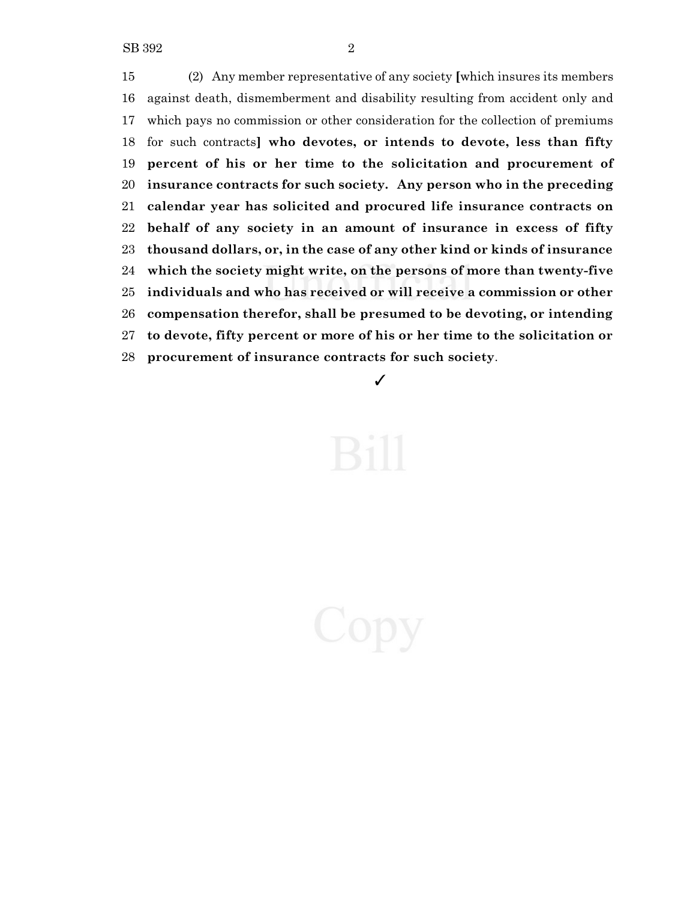(2) Any member representative of any society [which insures its members against death, dismemberment and disability resulting from accident only and which pays no commission or other consideration for the collection of premiums for such contracts] **who devotes, or intends to devote, less than fifty percent of his or her time to the solicitation and procurement of insurance contracts for such society. Any person who in the preceding calendar year has solicited and procured life insurance contracts on behalf of any society in an amount of insurance in excess of fifty thousand dollars, or, in the case of any other kind or kinds of insurance which the society might write, on the persons of more than twenty-five individuals and who has received or will receive a commission or other compensation therefor, shall be presumed to be devoting, or intending to devote, fifty percent or more of his or her time to the solicitation or procurement of insurance contracts for such society**.

✓